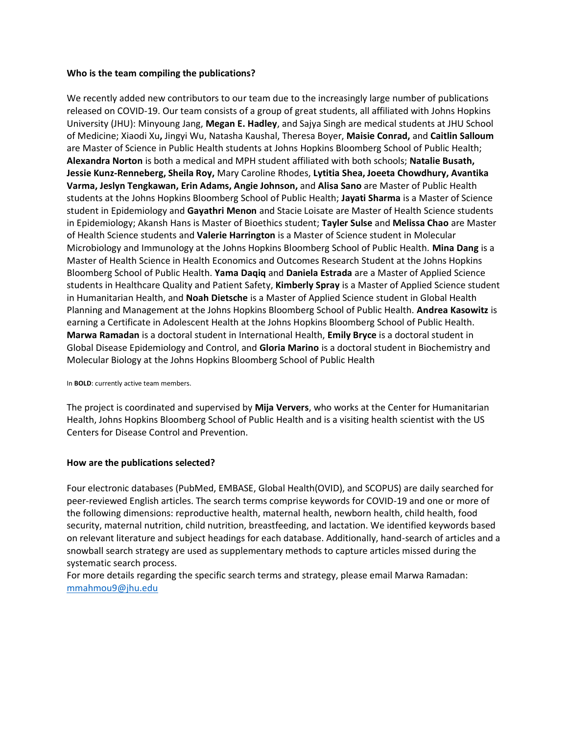**Who is the team compiling the publications?**

We recently added new contributors to our team due to the increasingly large number of publications released on COVID-19. Our team consists of a group of great students, all affiliated with Johns Hopkins University (JHU): Minyoung Jang, **Megan E. Hadley**, and Sajya Singh are medical students at JHU School of Medicine; Xiaodi Xu**,** Jingyi Wu, Natasha Kaushal, Theresa Boyer, **Maisie Conrad,** and **Caitlin Salloum** are Master of Science in Public Health students at Johns Hopkins Bloomberg School of Public Health; **Alexandra Norton** is both a medical and MPH student affiliated with both schools; **Natalie Busath, Jessie Kunz-Renneberg, Sheila Roy,** Mary Caroline Rhodes, **Lytitia Shea, Joeeta Chowdhury, Avantika Varma, Jeslyn Tengkawan, Erin Adams, Angie Johnson,** and **Alisa Sano** are Master of Public Health students at the Johns Hopkins Bloomberg School of Public Health; **Jayati Sharma** is a Master of Science student in Epidemiology and **Gayathri Menon** and Stacie Loisate are Master of Health Science students in Epidemiology; Akansh Hans is Master of Bioethics student; **Tayler Sulse** and **Melissa Chao** are Master of Health Science students and **Valerie Harrington** is a Master of Science student in Molecular Microbiology and Immunology at the Johns Hopkins Bloomberg School of Public Health. **Mina Dang** is a Master of Health Science in Health Economics and Outcomes Research Student at the Johns Hopkins Bloomberg School of Public Health. **Yama Daqiq** and **Daniela Estrada** are a Master of Applied Science students in Healthcare Quality and Patient Safety, **Kimberly Spray** is a Master of Applied Science student in Humanitarian Health, and **Noah Dietsche** is a Master of Applied Science student in Global Health Planning and Management at the Johns Hopkins Bloomberg School of Public Health. **Andrea Kasowitz** is earning a Certificate in Adolescent Health at the Johns Hopkins Bloomberg School of Public Health. **Marwa Ramadan** is a doctoral student in International Health, **Emily Bryce** is a doctoral student in Global Disease Epidemiology and Control, and **Gloria Marino** is a doctoral student in Biochemistry and Molecular Biology at the Johns Hopkins Bloomberg School of Public Health

In **BOLD**: currently active team members.

The project is coordinated and supervised by **Mija Ververs**, who works at the Center for Humanitarian Health, Johns Hopkins Bloomberg School of Public Health and is a visiting health scientist with the US Centers for Disease Control and Prevention.

**How are the publications selected?**

Four electronic databases (PubMed, EMBASE, Global Health(OVID), and SCOPUS) are daily searched for peer-reviewed English articles. The search terms comprise keywords for COVID-19 and one or more of the following dimensions: reproductive health, maternal health, newborn health, child health, food security, maternal nutrition, child nutrition, breastfeeding, and lactation. We identified keywords based on relevant literature and subject headings for each database. Additionally, hand-search of articles and a snowball search strategy are used as supplementary methods to capture articles missed during the systematic search process.

For more details regarding the specific search terms and strategy, please email Marwa Ramadan: mmahmou9@jhu.edu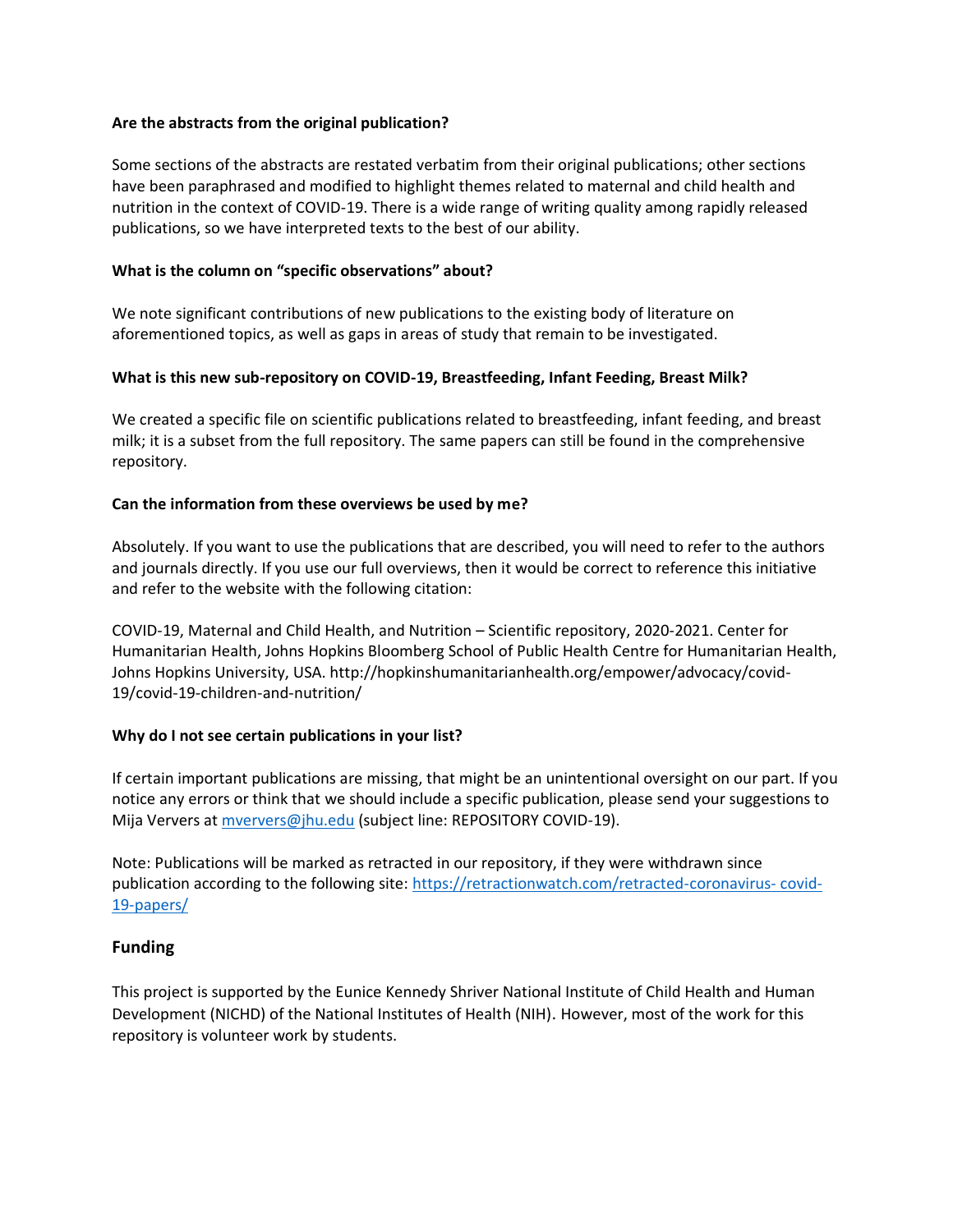**Are the abstracts from the original publication?**

Some sections of the abstracts are restated verbatim from their original publications; other sections have been paraphrased and modified to highlight themes related to maternal and child health and nutrition in the context of COVID-19. There is a wide range of writing quality among rapidly released publications, so we have interpreted texts to the best of our ability.

**What is the column on "specific observations" about?**

We note significant contributions of new publications to the existing body of literature on aforementioned topics, as well as gaps in areas of study that remain to be investigated.

**What is this new sub-repository on COVID-19, Breastfeeding, Infant Feeding, Breast Milk?**

We created a specific file on scientific publications related to breastfeeding, infant feeding, and breast milk; it is a subset from the full repository. The same papers can still be found in the comprehensive repository.

**Can the information from these overviews be used by me?**

Absolutely. If you want to use the publications that are described, you will need to refer to the authors and journals directly. If you use our full overviews, then it would be correct to reference this initiative and refer to the website with the following citation:

COVID-19, Maternal and Child Health, and Nutrition – Scientific repository, 2020-2021. Center for Humanitarian Health, Johns Hopkins Bloomberg School of Public Health Centre for Humanitarian Health, Johns Hopkins University, USA. http://hopkinshumanitarianhealth.org/empower/advocacy/covid-19/covid-19-children-and-nutrition/

**Why do I not see certain publications in your list?**

If certain important publications are missing, that might be an unintentional oversight on our part. If you notice any errors or think that we should include a specific publication, please send your suggestions to Mija Ververs at mververs@jhu.edu (subject line: REPOSITORY COVID-19).

Note: Publications will be marked as retracted in our repository, if they were withdrawn since publication according to the following site: https://retractionwatch.com/retracted-coronavirus- covid-19-papers/

## Funding

This project is supported by the Eunice Kennedy Shriver National Institute of Child Health and Human Development (NICHD) of the National Institutes of Health (NIH). However, most of the work for this repository is volunteer work by students.